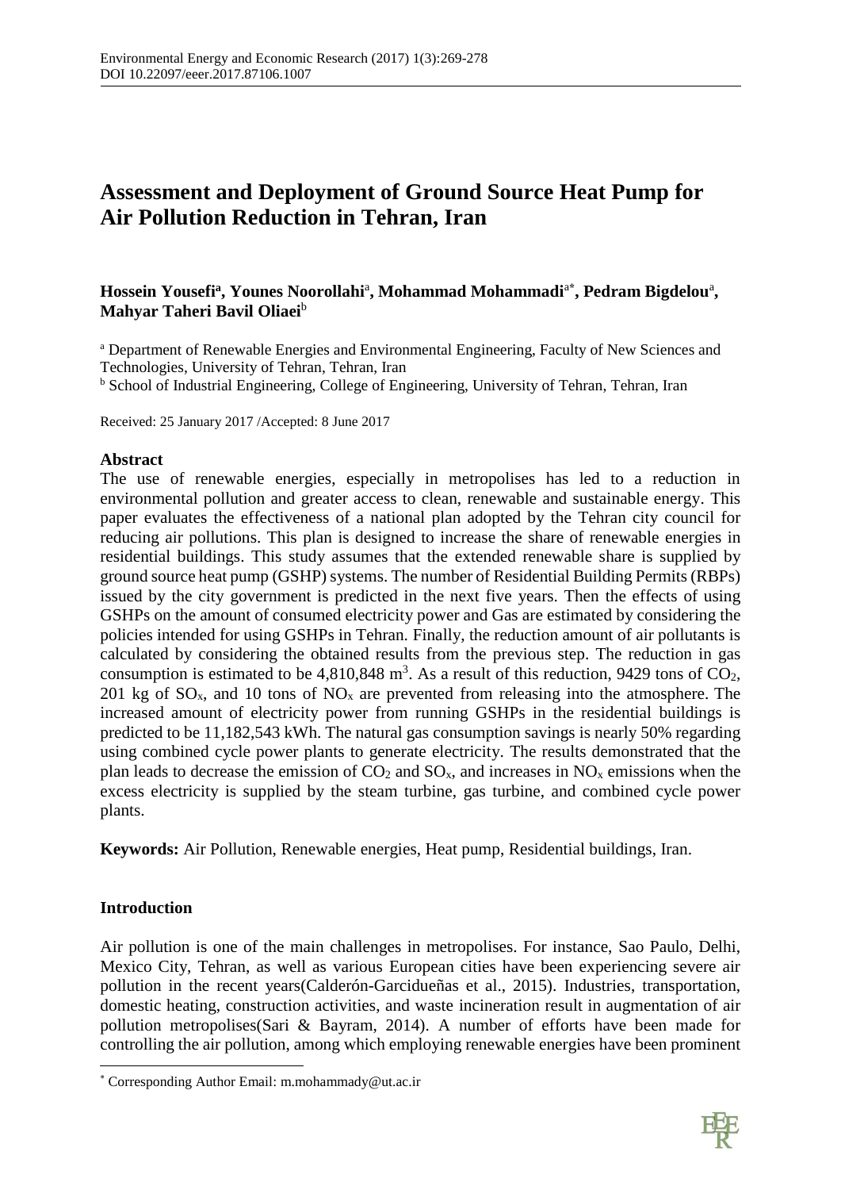# Assessment and Deployment of Ground Source Heat Pump for Air Pollution Reduction in Tehran, Iran

**Hossein Yousefi[a], Younes Noorollahi[a], Mohammad Mohammadi[a*], Pedram Bigdelou[a], Mahyar Taheri Bavil Oliaei[b]**

[a] Department of Renewable Energies and Environmental Engineering, Faculty of New Sciences and Technologies, University of Tehran, Tehran, Iran

[b] School of Industrial Engineering, College of Engineering, University of Tehran, Tehran, Iran

Received: 25 January 2017 /Accepted: 8 June 2017

## Abstract

The use of renewable energies, especially in metropolises has led to a reduction in environmental pollution and greater access to clean, renewable and sustainable energy. This paper evaluates the effectiveness of a national plan adopted by the Tehran city council for reducing air pollutions. This plan is designed to increase the share of renewable energies in residential buildings. This study assumes that the extended renewable share is supplied by ground source heat pump (GSHP) systems. The number of Residential Building Permits (RBPs) issued by the city government is predicted in the next five years. Then the effects of using GSHPs on the amount of consumed electricity power and Gas are estimated by considering the policies intended for using GSHPs in Tehran. Finally, the reduction amount of air pollutants is calculated by considering the obtained results from the previous step. The reduction in gas consumption is estimated to be 4,810,848 $m^3$. As a result of this reduction, 9429 tons of $CO_2$, 201 kg of $SO_x$, and 10 tons of $NO_x$ are prevented from releasing into the atmosphere. The increased amount of electricity power from running GSHPs in the residential buildings is predicted to be 11,182,543 kWh. The natural gas consumption savings is nearly 50% regarding using combined cycle power plants to generate electricity. The results demonstrated that the plan leads to decrease the emission of $CO_2$ and $SO_x$, and increases in $NO_x$ emissions when the excess electricity is supplied by the steam turbine, gas turbine, and combined cycle power plants.

**Keywords:** Air Pollution, Renewable energies, Heat pump, Residential buildings, Iran.

## Introduction

Air pollution is one of the main challenges in metropolises. For instance, Sao Paulo, Delhi, Mexico City, Tehran, as well as various European cities have been experiencing severe air pollution in the recent years(Calderón-Garcidueñas et al., 2015). Industries, transportation, domestic heating, construction activities, and waste incineration result in augmentation of air pollution metropolises(Sari & Bayram, 2014). A number of efforts have been made for controlling the air pollution, among which employing renewable energies have been prominent

[*] Corresponding Author Email: m.mohammady@ut.ac.ir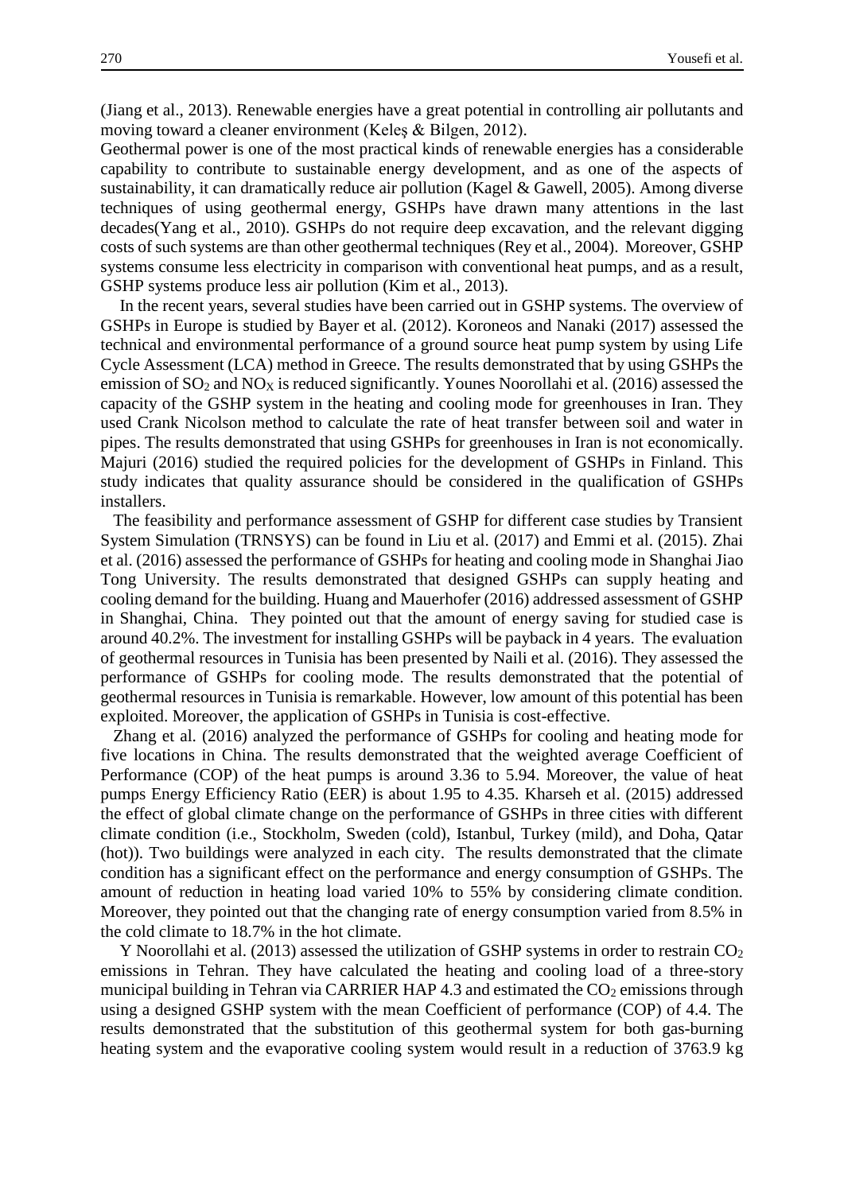(Jiang et al., 2013). Renewable energies have a great potential in controlling air pollutants and moving toward a cleaner environment (Keleş & Bilgen, 2012).

Geothermal power is one of the most practical kinds of renewable energies has a considerable capability to contribute to sustainable energy development, and as one of the aspects of sustainability, it can dramatically reduce air pollution (Kagel & Gawell, 2005). Among diverse techniques of using geothermal energy, GSHPs have drawn many attentions in the last decades(Yang et al., 2010). GSHPs do not require deep excavation, and the relevant digging costs of such systems are than other geothermal techniques (Rey et al., 2004). Moreover, GSHP systems consume less electricity in comparison with conventional heat pumps, and as a result, GSHP systems produce less air pollution (Kim et al., 2013).

In the recent years, several studies have been carried out in GSHP systems. The overview of GSHPs in Europe is studied by Bayer et al. (2012). Koroneos and Nanaki (2017) assessed the technical and environmental performance of a ground source heat pump system by using Life Cycle Assessment (LCA) method in Greece. The results demonstrated that by using GSHPs the emission of $SO_2$ and $NO_X$ is reduced significantly. Younes Noorollahi et al. (2016) assessed the capacity of the GSHP system in the heating and cooling mode for greenhouses in Iran. They used Crank Nicolson method to calculate the rate of heat transfer between soil and water in pipes. The results demonstrated that using GSHPs for greenhouses in Iran is not economically. Majuri (2016) studied the required policies for the development of GSHPs in Finland. This study indicates that quality assurance should be considered in the qualification of GSHPs installers.

The feasibility and performance assessment of GSHP for different case studies by Transient System Simulation (TRNSYS) can be found in Liu et al. (2017) and Emmi et al. (2015). Zhai et al. (2016) assessed the performance of GSHPs for heating and cooling mode in Shanghai Jiao Tong University. The results demonstrated that designed GSHPs can supply heating and cooling demand for the building. Huang and Mauerhofer (2016) addressed assessment of GSHP in Shanghai, China. They pointed out that the amount of energy saving for studied case is around 40.2%. The investment for installing GSHPs will be payback in 4 years. The evaluation of geothermal resources in Tunisia has been presented by Naili et al. (2016). They assessed the performance of GSHPs for cooling mode. The results demonstrated that the potential of geothermal resources in Tunisia is remarkable. However, low amount of this potential has been exploited. Moreover, the application of GSHPs in Tunisia is cost-effective.

Zhang et al. (2016) analyzed the performance of GSHPs for cooling and heating mode for five locations in China. The results demonstrated that the weighted average Coefficient of Performance (COP) of the heat pumps is around 3.36 to 5.94. Moreover, the value of heat pumps Energy Efficiency Ratio (EER) is about 1.95 to 4.35. Kharseh et al. (2015) addressed the effect of global climate change on the performance of GSHPs in three cities with different climate condition (i.e., Stockholm, Sweden (cold), Istanbul, Turkey (mild), and Doha, Qatar (hot)). Two buildings were analyzed in each city. The results demonstrated that the climate condition has a significant effect on the performance and energy consumption of GSHPs. The amount of reduction in heating load varied 10% to 55% by considering climate condition. Moreover, they pointed out that the changing rate of energy consumption varied from 8.5% in the cold climate to 18.7% in the hot climate.

Y Noorollahi et al. (2013) assessed the utilization of GSHP systems in order to restrain $CO_2$ emissions in Tehran. They have calculated the heating and cooling load of a three-story municipal building in Tehran via CARRIER HAP 4.3 and estimated the $CO_2$ emissions through using a designed GSHP system with the mean Coefficient of performance (COP) of 4.4. The results demonstrated that the substitution of this geothermal system for both gas-burning heating system and the evaporative cooling system would result in a reduction of 3763.9 kg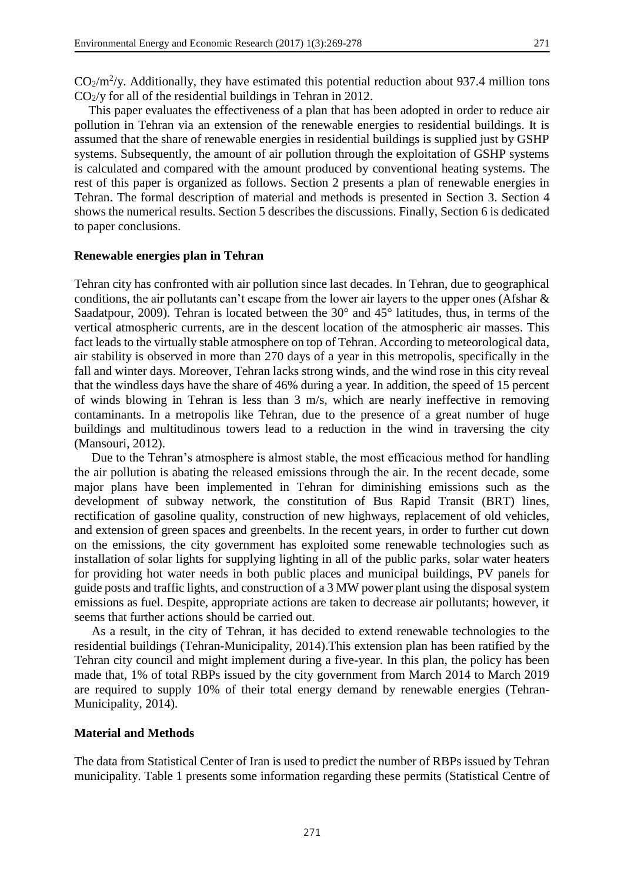$CO_2/m^2/y$. Additionally, they have estimated this potential reduction about 937.4 million tons $CO_2/y$ for all of the residential buildings in Tehran in 2012.

This paper evaluates the effectiveness of a plan that has been adopted in order to reduce air pollution in Tehran via an extension of the renewable energies to residential buildings. It is assumed that the share of renewable energies in residential buildings is supplied just by GSHP systems. Subsequently, the amount of air pollution through the exploitation of GSHP systems is calculated and compared with the amount produced by conventional heating systems. The rest of this paper is organized as follows. Section 2 presents a plan of renewable energies in Tehran. The formal description of material and methods is presented in Section 3. Section 4 shows the numerical results. Section 5 describes the discussions. Finally, Section 6 is dedicated to paper conclusions.

## Renewable energies plan in Tehran

Tehran city has confronted with air pollution since last decades. In Tehran, due to geographical conditions, the air pollutants can't escape from the lower air layers to the upper ones (Afshar & Saadatpour, 2009). Tehran is located between the 30° and 45° latitudes, thus, in terms of the vertical atmospheric currents, are in the descent location of the atmospheric air masses. This fact leads to the virtually stable atmosphere on top of Tehran. According to meteorological data, air stability is observed in more than 270 days of a year in this metropolis, specifically in the fall and winter days. Moreover, Tehran lacks strong winds, and the wind rose in this city reveal that the windless days have the share of 46% during a year. In addition, the speed of 15 percent of winds blowing in Tehran is less than 3 m/s, which are nearly ineffective in removing contaminants. In a metropolis like Tehran, due to the presence of a great number of huge buildings and multitudinous towers lead to a reduction in the wind in traversing the city (Mansouri, 2012).

Due to the Tehran's atmosphere is almost stable, the most efficacious method for handling the air pollution is abating the released emissions through the air. In the recent decade, some major plans have been implemented in Tehran for diminishing emissions such as the development of subway network, the constitution of Bus Rapid Transit (BRT) lines, rectification of gasoline quality, construction of new highways, replacement of old vehicles, and extension of green spaces and greenbelts. In the recent years, in order to further cut down on the emissions, the city government has exploited some renewable technologies such as installation of solar lights for supplying lighting in all of the public parks, solar water heaters for providing hot water needs in both public places and municipal buildings, PV panels for guide posts and traffic lights, and construction of a 3 MW power plant using the disposal system emissions as fuel. Despite, appropriate actions are taken to decrease air pollutants; however, it seems that further actions should be carried out.

As a result, in the city of Tehran, it has decided to extend renewable technologies to the residential buildings (Tehran-Municipality, 2014).This extension plan has been ratified by the Tehran city council and might implement during a five-year. In this plan, the policy has been made that, 1% of total RBPs issued by the city government from March 2014 to March 2019 are required to supply 10% of their total energy demand by renewable energies (Tehran-Municipality, 2014).

## Material and Methods

The data from Statistical Center of Iran is used to predict the number of RBPs issued by Tehran municipality. Table 1 presents some information regarding these permits (Statistical Centre of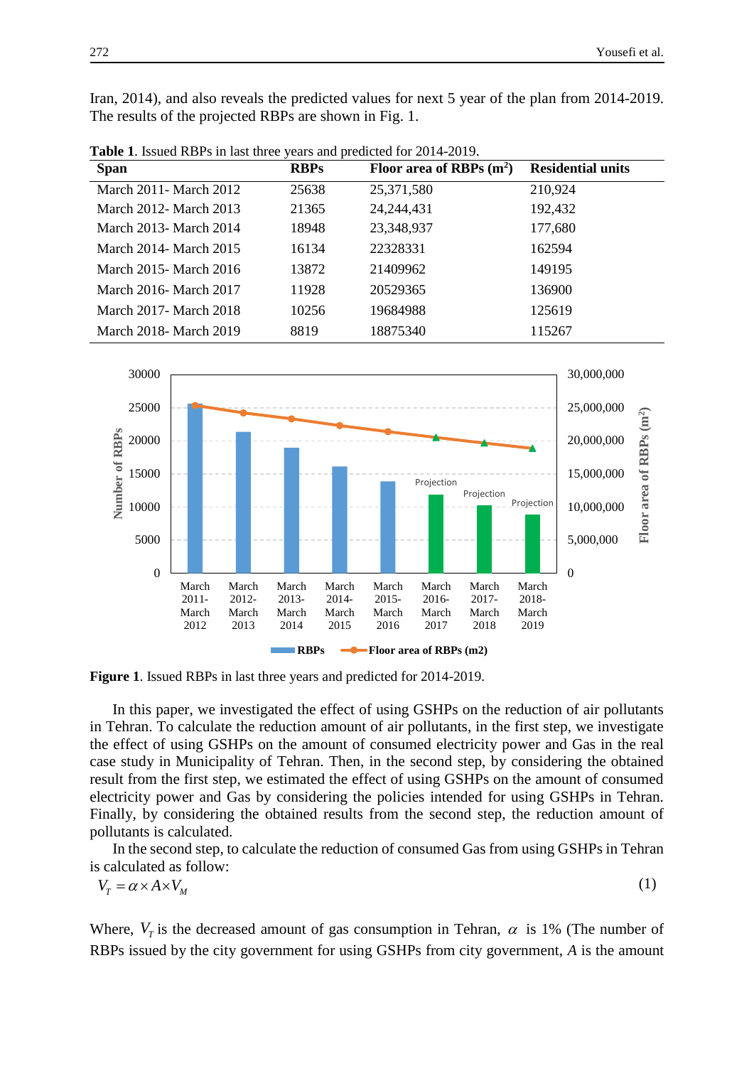Iran, 2014), and also reveals the predicted values for next 5 year of the plan from 2014-2019. The results of the projected RBPs are shown in Fig. 1.

**Table 1**. Issued RBPs in last three years and predicted for 2014-2019.

| Span | RBPs | Floor area of RBPs ($m^2$) | Residential units |
|---|---|---|---|
| March 2011- March 2012 | 25638 | 25,371,580 | 210,924 |
| March 2012- March 2013 | 21365 | 24,244,431 | 192,432 |
| March 2013- March 2014 | 18948 | 23,348,937 | 177,680 |
| March 2014- March 2015 | 16134 | 22328331 | 162594 |
| March 2015- March 2016 | 13872 | 21409962 | 149195 |
| March 2016- March 2017 | 11928 | 20529365 | 136900 |
| March 2017- March 2018 | 10256 | 19684988 | 125619 |
| March 2018- March 2019 | 8819 | 18875340 | 115267 |

**Figure 1**. Issued RBPs in last three years and predicted for 2014-2019.

In this paper, we investigated the effect of using GSHPs on the reduction of air pollutants in Tehran. To calculate the reduction amount of air pollutants, in the first step, we investigate the effect of using GSHPs on the amount of consumed electricity power and Gas in the real case study in Municipality of Tehran. Then, in the second step, by considering the obtained result from the first step, we estimated the effect of using GSHPs on the amount of consumed electricity power and Gas by considering the policies intended for using GSHPs in Tehran. Finally, by considering the obtained results from the second step, the reduction amount of pollutants is calculated.

In the second step, to calculate the reduction of consumed Gas from using GSHPs in Tehran is calculated as follow:

$$V_T = \alpha \times A \times V_M \tag{1}$$

Where, $V_T$ is the decreased amount of gas consumption in Tehran, $\alpha$ is 1% (The number of RBPs issued by the city government for using GSHPs from city government, $A$ is the amount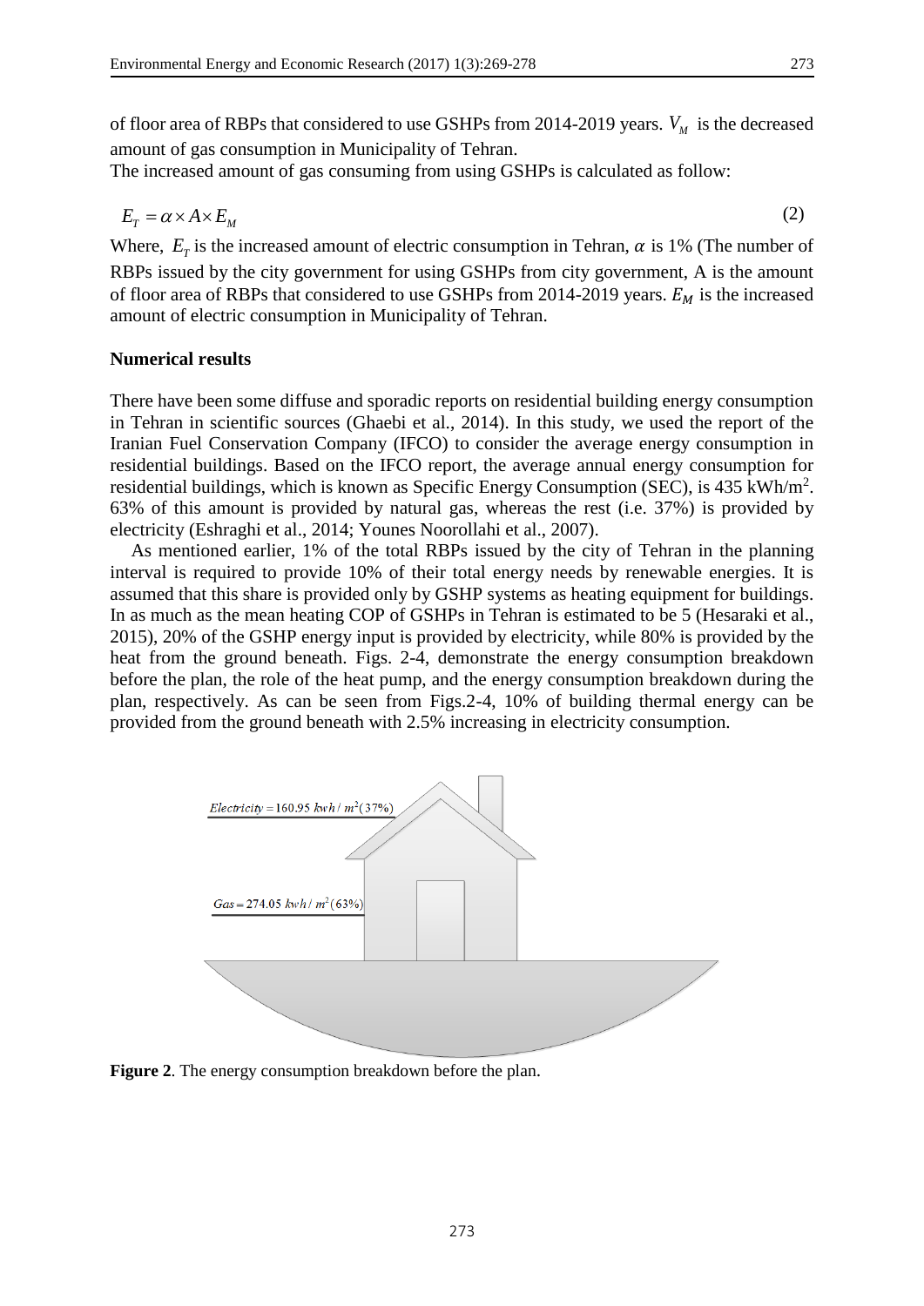of floor area of RBPs that considered to use GSHPs from 2014-2019 years. $V_M$ is the decreased amount of gas consumption in Municipality of Tehran.

The increased amount of gas consuming from using GSHPs is calculated as follow:

$$E_T = \alpha \times A \times E_M \tag{2}$$

Where, $E_T$ is the increased amount of electric consumption in Tehran, $\alpha$ is 1% (The number of RBPs issued by the city government for using GSHPs from city government, A is the amount of floor area of RBPs that considered to use GSHPs from 2014-2019 years. $E_M$ is the increased amount of electric consumption in Municipality of Tehran.

**Numerical results**

There have been some diffuse and sporadic reports on residential building energy consumption in Tehran in scientific sources (Ghaebi et al., 2014). In this study, we used the report of the Iranian Fuel Conservation Company (IFCO) to consider the average energy consumption in residential buildings. Based on the IFCO report, the average annual energy consumption for residential buildings, which is known as Specific Energy Consumption (SEC), is 435 kWh/m$^2$. 63% of this amount is provided by natural gas, whereas the rest (i.e. 37%) is provided by electricity (Eshraghi et al., 2014; Younes Noorollahi et al., 2007).

As mentioned earlier, 1% of the total RBPs issued by the city of Tehran in the planning interval is required to provide 10% of their total energy needs by renewable energies. It is assumed that this share is provided only by GSHP systems as heating equipment for buildings. In as much as the mean heating COP of GSHPs in Tehran is estimated to be 5 (Hesaraki et al., 2015), 20% of the GSHP energy input is provided by electricity, while 80% is provided by the heat from the ground beneath. Figs. 2-4, demonstrate the energy consumption breakdown before the plan, the role of the heat pump, and the energy consumption breakdown during the plan, respectively. As can be seen from Figs.2-4, 10% of building thermal energy can be provided from the ground beneath with 2.5% increasing in electricity consumption.

$Electricity = 160.95\ kwh/m^2 (37\%)$

$Gas = 274.05\ kwh/m^2 (63\%)$

**Figure 2**. The energy consumption breakdown before the plan.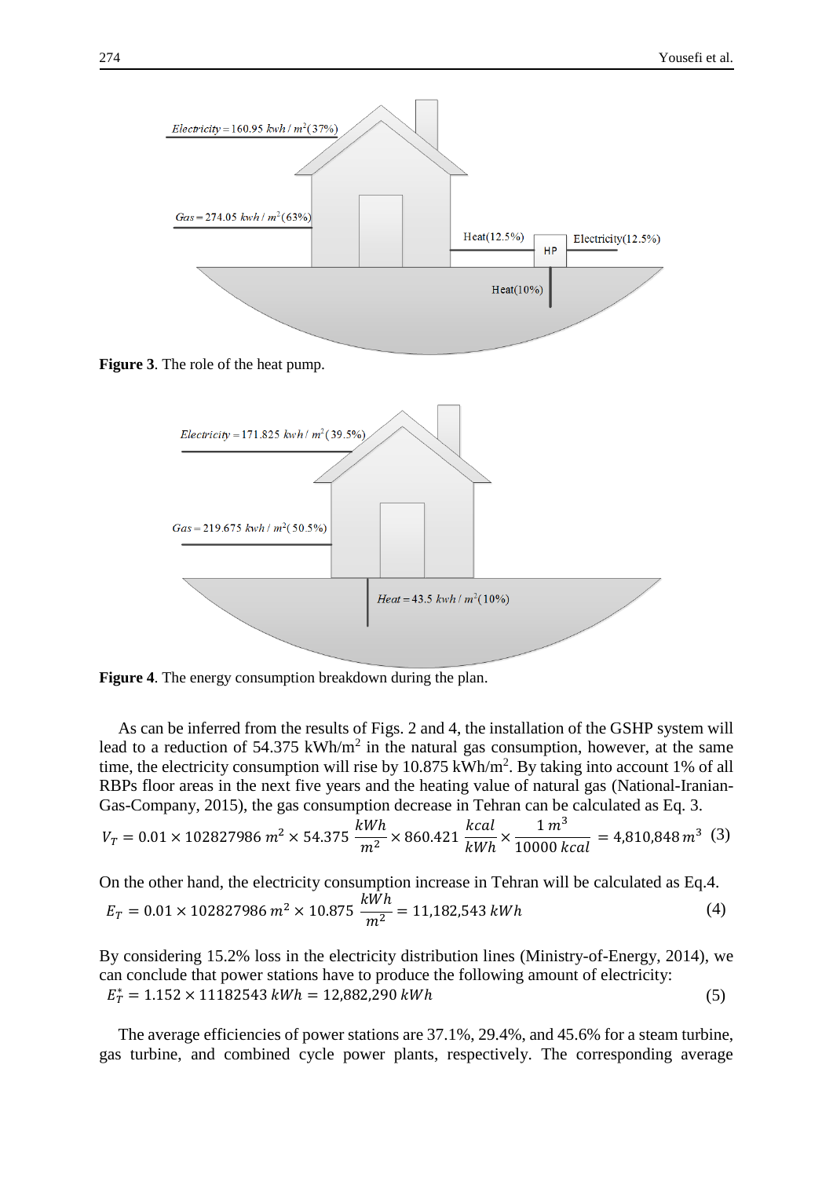Figure 3. The role of the heat pump.

Figure 4. The energy consumption breakdown during the plan.

As can be inferred from the results of Figs. 2 and 4, the installation of the GSHP system will lead to a reduction of 54.375 kWh/m$^2$ in the natural gas consumption, however, at the same time, the electricity consumption will rise by 10.875 kWh/m$^2$. By taking into account 1% of all RBPs floor areas in the next five years and the heating value of natural gas (National-Iranian-Gas-Company, 2015), the gas consumption decrease in Tehran can be calculated as Eq. 3.

$$V_T = 0.01 \times 102827986\, m^2 \times 54.375\, \frac{kWh}{m^2} \times 860.421\, \frac{kcal}{kWh} \times \frac{1\, m^3}{10000\, kcal} = 4{,}810{,}848\, m^3 \quad (3)$$

On the other hand, the electricity consumption increase in Tehran will be calculated as Eq.4.

$$E_T = 0.01 \times 102827986\, m^2 \times 10.875\, \frac{kWh}{m^2} = 11{,}182{,}543\, kWh \quad (4)$$

By considering 15.2% loss in the electricity distribution lines (Ministry-of-Energy, 2014), we can conclude that power stations have to produce the following amount of electricity:

$$E_T^* = 1.152 \times 11182543\, kWh = 12{,}882{,}290\, kWh \quad (5)$$

The average efficiencies of power stations are 37.1%, 29.4%, and 45.6% for a steam turbine, gas turbine, and combined cycle power plants, respectively. The corresponding average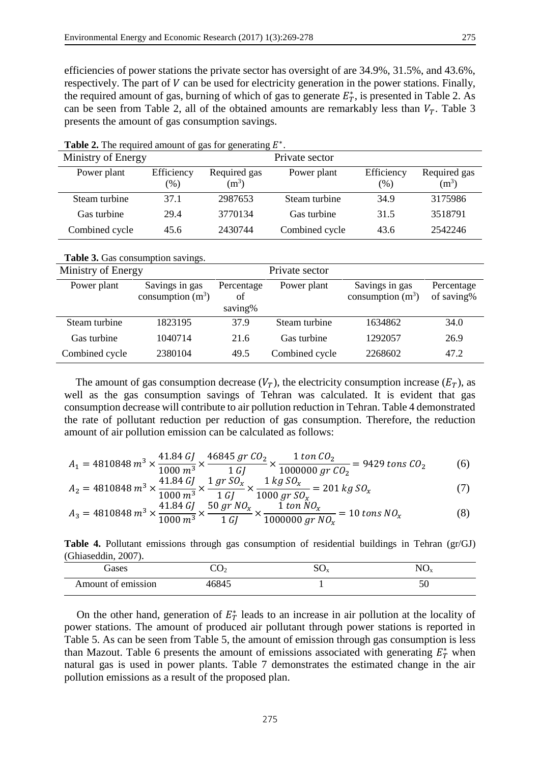efficiencies of power stations the private sector has oversight of are 34.9%, 31.5%, and 43.6%, respectively. The part of $V$ can be used for electricity generation in the power stations. Finally, the required amount of gas, burning of which of gas to generate $E_T^*$, is presented in Table 2. As can be seen from Table 2, all of the obtained amounts are remarkably less than $V_T$. Table 3 presents the amount of gas consumption savings.

**Table 2.** The required amount of gas for generating $E^*$.

| Ministry of Energy | | | Private sector | | |
|---|---|---|---|---|---|
| Power plant | Efficiency (%) | Required gas ($m^3$) | Power plant | Efficiency (%) | Required gas ($m^3$) |
| Steam turbine | 37.1 | 2987653 | Steam turbine | 34.9 | 3175986 |
| Gas turbine | 29.4 | 3770134 | Gas turbine | 31.5 | 3518791 |
| Combined cycle | 45.6 | 2430744 | Combined cycle | 43.6 | 2542246 |

**Table 3.** Gas consumption savings.

| Ministry of Energy | | | Private sector | | |
|---|---|---|---|---|---|
| Power plant | Savings in gas consumption ($m^3$) | Percentage of saving% | Power plant | Savings in gas consumption ($m^3$) | Percentage of saving% |
| Steam turbine | 1823195 | 37.9 | Steam turbine | 1634862 | 34.0 |
| Gas turbine | 1040714 | 21.6 | Gas turbine | 1292057 | 26.9 |
| Combined cycle | 2380104 | 49.5 | Combined cycle | 2268602 | 47.2 |

The amount of gas consumption decrease ($V_T$), the electricity consumption increase ($E_T$), as well as the gas consumption savings of Tehran was calculated. It is evident that gas consumption decrease will contribute to air pollution reduction in Tehran. Table 4 demonstrated the rate of pollutant reduction per reduction of gas consumption. Therefore, the reduction amount of air pollution emission can be calculated as follows:

$$A_1 = 4810848\, m^3 \times \frac{41.84\, GJ}{1000\, m^3} \times \frac{46845\, gr\, CO_2}{1\, GJ} \times \frac{1\, ton\, CO_2}{1000000\, gr\, CO_2} = 9429\, tons\, CO_2 \quad (6)$$

$$A_2 = 4810848\, m^3 \times \frac{41.84\, GJ}{1000\, m^3} \times \frac{1\, gr\, SO_x}{1\, GJ} \times \frac{1\, kg\, SO_x}{1000\, gr\, SO_x} = 201\, kg\, SO_x \quad (7)$$

$$A_3 = 4810848\, m^3 \times \frac{41.84\, GJ}{1000\, m^3} \times \frac{50\, gr\, NO_x}{1\, GJ} \times \frac{1\, ton\, NO_x}{1000000\, gr\, NO_x} = 10\, tons\, NO_x \quad (8)$$

**Table 4.** Pollutant emissions through gas consumption of residential buildings in Tehran (gr/GJ) (Ghiaseddin, 2007).

| Gases | $CO_2$ | $SO_x$ | $NO_x$ |
|---|---|---|---|
| Amount of emission | 46845 | 1 | 50 |

On the other hand, generation of $E_T^*$ leads to an increase in air pollution at the locality of power stations. The amount of produced air pollutant through power stations is reported in Table 5. As can be seen from Table 5, the amount of emission through gas consumption is less than Mazout. Table 6 presents the amount of emissions associated with generating $E_T^*$ when natural gas is used in power plants. Table 7 demonstrates the estimated change in the air pollution emissions as a result of the proposed plan.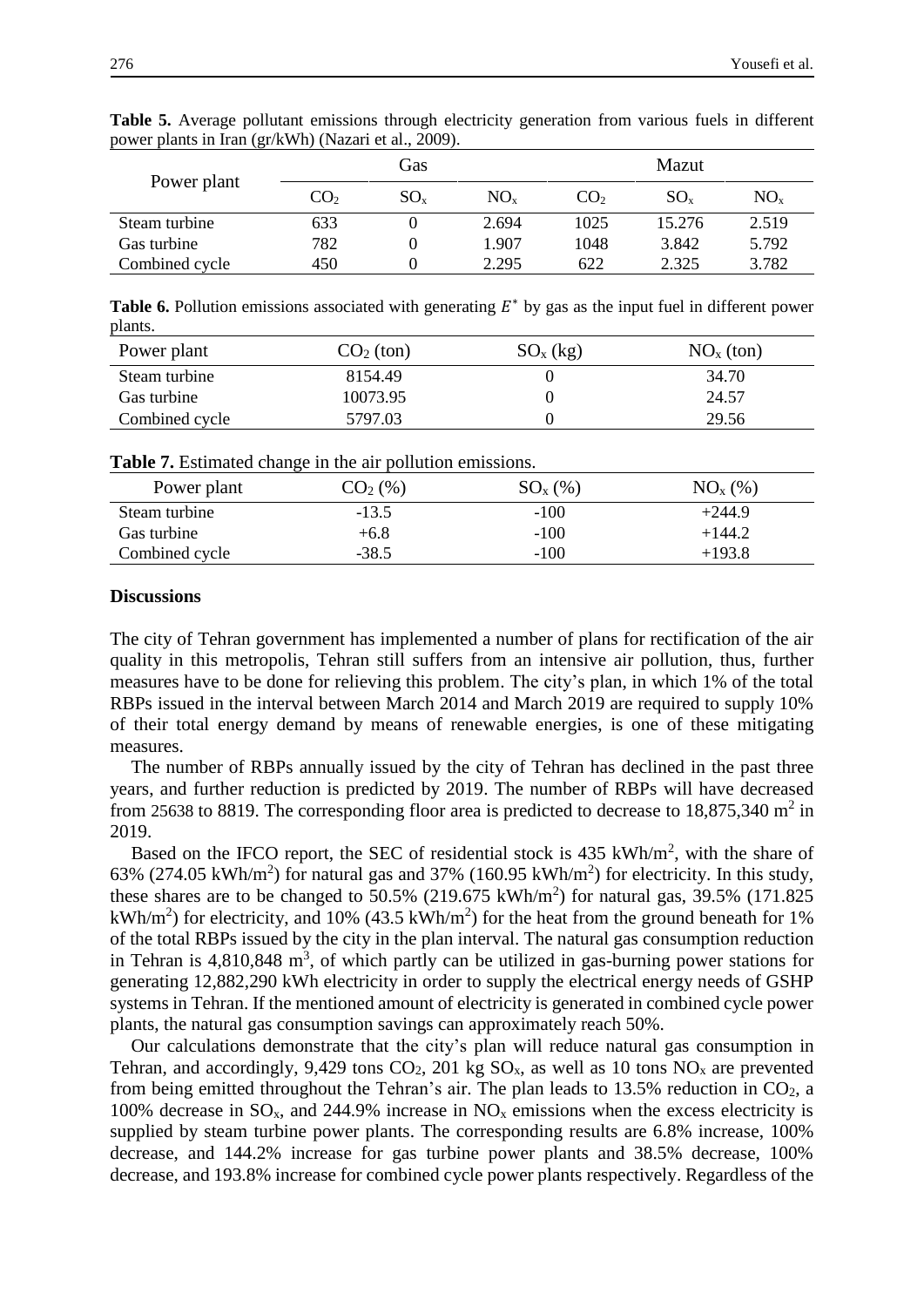**Table 5.** Average pollutant emissions through electricity generation from various fuels in different power plants in Iran (gr/kWh) (Nazari et al., 2009).

| Power plant | Gas | | | Mazut | | |
|---|---|---|---|---|---|---|
| | $CO_2$ | $SO_x$ | $NO_x$ | $CO_2$ | $SO_x$ | $NO_x$ |
| Steam turbine | 633 | 0 | 2.694 | 1025 | 15.276 | 2.519 |
| Gas turbine | 782 | 0 | 1.907 | 1048 | 3.842 | 5.792 |
| Combined cycle | 450 | 0 | 2.295 | 622 | 2.325 | 3.782 |

**Table 6.** Pollution emissions associated with generating $E^*$ by gas as the input fuel in different power plants.

| Power plant | $CO_2$ (ton) | $SO_x$ (kg) | $NO_x$ (ton) |
|---|---|---|---|
| Steam turbine | 8154.49 | 0 | 34.70 |
| Gas turbine | 10073.95 | 0 | 24.57 |
| Combined cycle | 5797.03 | 0 | 29.56 |

**Table 7.** Estimated change in the air pollution emissions.

| Power plant | $CO_2$ (%) | $SO_x$ (%) | $NO_x$ (%) |
|---|---|---|---|
| Steam turbine | -13.5 | -100 | +244.9 |
| Gas turbine | +6.8 | -100 | +144.2 |
| Combined cycle | -38.5 | -100 | +193.8 |

## Discussions

The city of Tehran government has implemented a number of plans for rectification of the air quality in this metropolis, Tehran still suffers from an intensive air pollution, thus, further measures have to be done for relieving this problem. The city's plan, in which 1% of the total RBPs issued in the interval between March 2014 and March 2019 are required to supply 10% of their total energy demand by means of renewable energies, is one of these mitigating measures.

The number of RBPs annually issued by the city of Tehran has declined in the past three years, and further reduction is predicted by 2019. The number of RBPs will have decreased from 25638 to 8819. The corresponding floor area is predicted to decrease to 18,875,340 $m^2$ in 2019.

Based on the IFCO report, the SEC of residential stock is 435 kWh/$m^2$, with the share of 63% (274.05 kWh/$m^2$) for natural gas and 37% (160.95 kWh/$m^2$) for electricity. In this study, these shares are to be changed to 50.5% (219.675 kWh/$m^2$) for natural gas, 39.5% (171.825 kWh/$m^2$) for electricity, and 10% (43.5 kWh/$m^2$) for the heat from the ground beneath for 1% of the total RBPs issued by the city in the plan interval. The natural gas consumption reduction in Tehran is 4,810,848 $m^3$, of which partly can be utilized in gas-burning power stations for generating 12,882,290 kWh electricity in order to supply the electrical energy needs of GSHP systems in Tehran. If the mentioned amount of electricity is generated in combined cycle power plants, the natural gas consumption savings can approximately reach 50%.

Our calculations demonstrate that the city's plan will reduce natural gas consumption in Tehran, and accordingly, 9,429 tons $CO_2$, 201 kg $SO_x$, as well as 10 tons $NO_x$ are prevented from being emitted throughout the Tehran's air. The plan leads to 13.5% reduction in $CO_2$, a 100% decrease in $SO_x$, and 244.9% increase in $NO_x$ emissions when the excess electricity is supplied by steam turbine power plants. The corresponding results are 6.8% increase, 100% decrease, and 144.2% increase for gas turbine power plants and 38.5% decrease, 100% decrease, and 193.8% increase for combined cycle power plants respectively. Regardless of the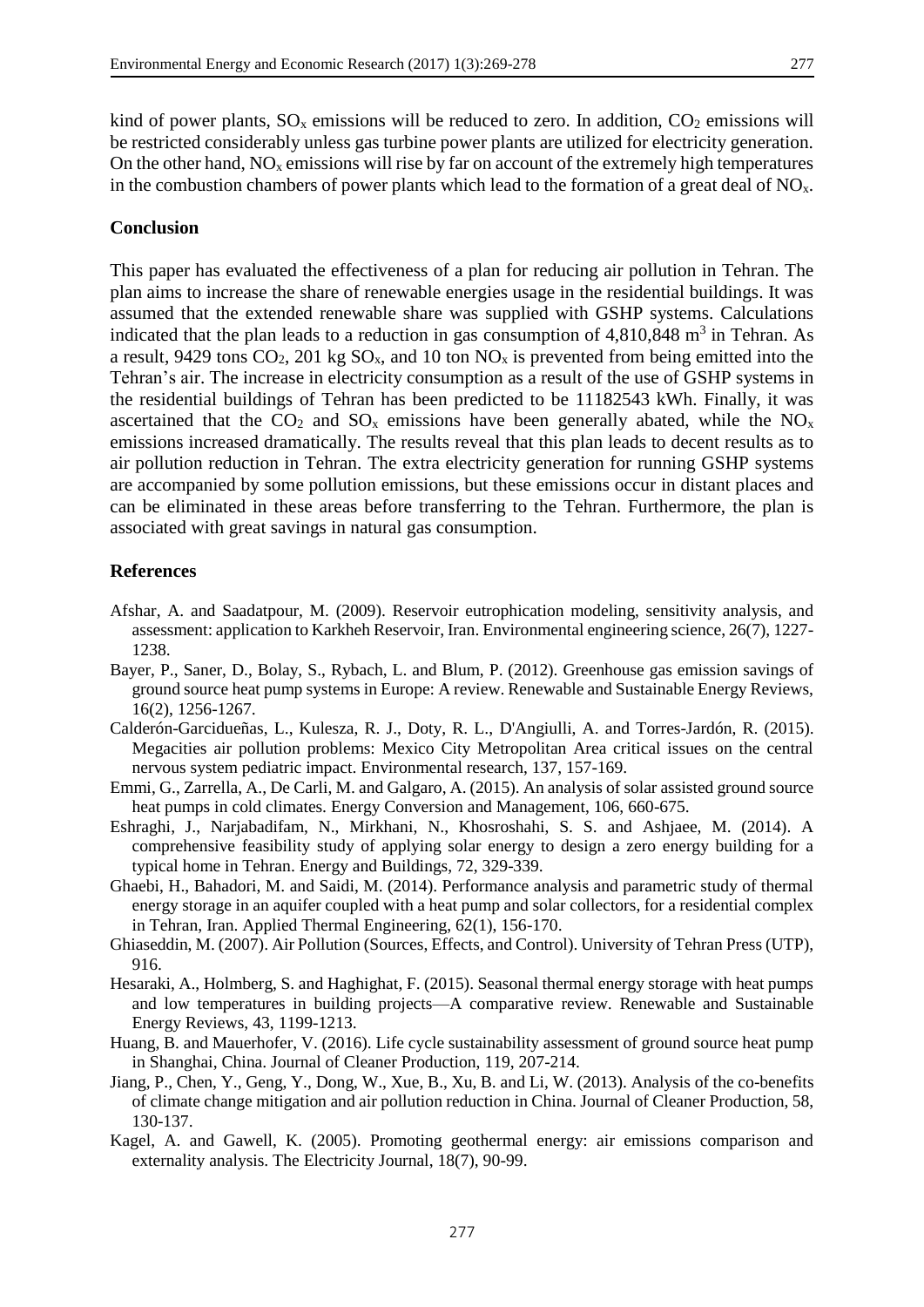kind of power plants, $SO_x$ emissions will be reduced to zero. In addition, $CO_2$ emissions will be restricted considerably unless gas turbine power plants are utilized for electricity generation. On the other hand, $NO_x$ emissions will rise by far on account of the extremely high temperatures in the combustion chambers of power plants which lead to the formation of a great deal of $NO_x$.

## Conclusion

This paper has evaluated the effectiveness of a plan for reducing air pollution in Tehran. The plan aims to increase the share of renewable energies usage in the residential buildings. It was assumed that the extended renewable share was supplied with GSHP systems. Calculations indicated that the plan leads to a reduction in gas consumption of 4,810,848 $m^3$ in Tehran. As a result, 9429 tons $CO_2$, 201 kg $SO_x$, and 10 ton $NO_x$ is prevented from being emitted into the Tehran's air. The increase in electricity consumption as a result of the use of GSHP systems in the residential buildings of Tehran has been predicted to be 11182543 kWh. Finally, it was ascertained that the $CO_2$ and $SO_x$ emissions have been generally abated, while the $NO_x$ emissions increased dramatically. The results reveal that this plan leads to decent results as to air pollution reduction in Tehran. The extra electricity generation for running GSHP systems are accompanied by some pollution emissions, but these emissions occur in distant places and can be eliminated in these areas before transferring to the Tehran. Furthermore, the plan is associated with great savings in natural gas consumption.

## References

Afshar, A. and Saadatpour, M. (2009). Reservoir eutrophication modeling, sensitivity analysis, and assessment: application to Karkheh Reservoir, Iran. Environmental engineering science, 26(7), 1227-1238.

Bayer, P., Saner, D., Bolay, S., Rybach, L. and Blum, P. (2012). Greenhouse gas emission savings of ground source heat pump systems in Europe: A review. Renewable and Sustainable Energy Reviews, 16(2), 1256-1267.

Calderón-Garcidueñas, L., Kulesza, R. J., Doty, R. L., D'Angiulli, A. and Torres-Jardón, R. (2015). Megacities air pollution problems: Mexico City Metropolitan Area critical issues on the central nervous system pediatric impact. Environmental research, 137, 157-169.

Emmi, G., Zarrella, A., De Carli, M. and Galgaro, A. (2015). An analysis of solar assisted ground source heat pumps in cold climates. Energy Conversion and Management, 106, 660-675.

Eshraghi, J., Narjabadifam, N., Mirkhani, N., Khosroshahi, S. S. and Ashjaee, M. (2014). A comprehensive feasibility study of applying solar energy to design a zero energy building for a typical home in Tehran. Energy and Buildings, 72, 329-339.

Ghaebi, H., Bahadori, M. and Saidi, M. (2014). Performance analysis and parametric study of thermal energy storage in an aquifer coupled with a heat pump and solar collectors, for a residential complex in Tehran, Iran. Applied Thermal Engineering, 62(1), 156-170.

Ghiaseddin, M. (2007). Air Pollution (Sources, Effects, and Control). University of Tehran Press (UTP), 916.

Hesaraki, A., Holmberg, S. and Haghighat, F. (2015). Seasonal thermal energy storage with heat pumps and low temperatures in building projects—A comparative review. Renewable and Sustainable Energy Reviews, 43, 1199-1213.

Huang, B. and Mauerhofer, V. (2016). Life cycle sustainability assessment of ground source heat pump in Shanghai, China. Journal of Cleaner Production, 119, 207-214.

Jiang, P., Chen, Y., Geng, Y., Dong, W., Xue, B., Xu, B. and Li, W. (2013). Analysis of the co-benefits of climate change mitigation and air pollution reduction in China. Journal of Cleaner Production, 58, 130-137.

Kagel, A. and Gawell, K. (2005). Promoting geothermal energy: air emissions comparison and externality analysis. The Electricity Journal, 18(7), 90-99.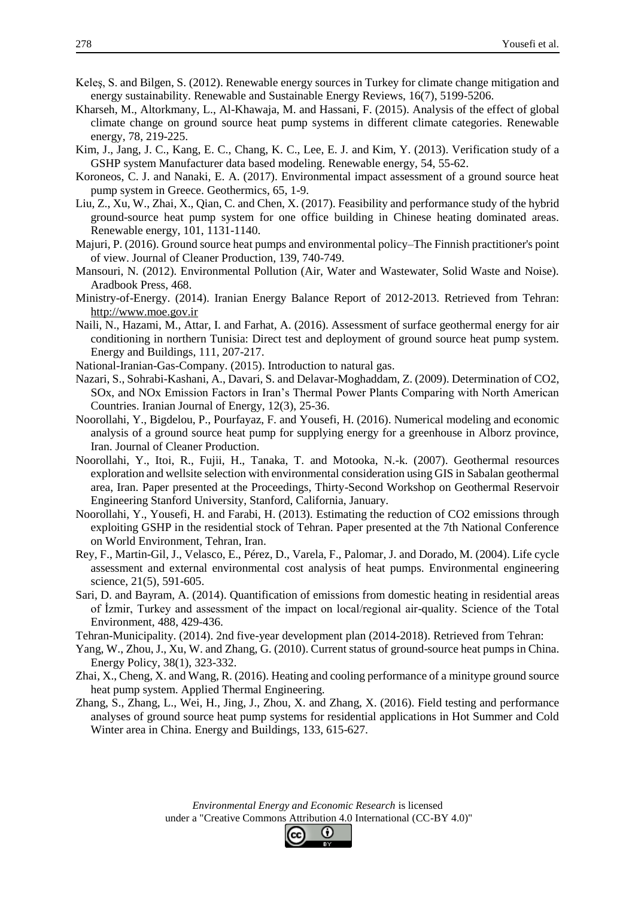Keleş, S. and Bilgen, S. (2012). Renewable energy sources in Turkey for climate change mitigation and energy sustainability. Renewable and Sustainable Energy Reviews, 16(7), 5199-5206.

Kharseh, M., Altorkmany, L., Al-Khawaja, M. and Hassani, F. (2015). Analysis of the effect of global climate change on ground source heat pump systems in different climate categories. Renewable energy, 78, 219-225.

Kim, J., Jang, J. C., Kang, E. C., Chang, K. C., Lee, E. J. and Kim, Y. (2013). Verification study of a GSHP system Manufacturer data based modeling. Renewable energy, 54, 55-62.

Koroneos, C. J. and Nanaki, E. A. (2017). Environmental impact assessment of a ground source heat pump system in Greece. Geothermics, 65, 1-9.

Liu, Z., Xu, W., Zhai, X., Qian, C. and Chen, X. (2017). Feasibility and performance study of the hybrid ground-source heat pump system for one office building in Chinese heating dominated areas. Renewable energy, 101, 1131-1140.

Majuri, P. (2016). Ground source heat pumps and environmental policy–The Finnish practitioner's point of view. Journal of Cleaner Production, 139, 740-749.

Mansouri, N. (2012). Environmental Pollution (Air, Water and Wastewater, Solid Waste and Noise). Aradbook Press, 468.

Ministry-of-Energy. (2014). Iranian Energy Balance Report of 2012-2013. Retrieved from Tehran: http://www.moe.gov.ir

Naili, N., Hazami, M., Attar, I. and Farhat, A. (2016). Assessment of surface geothermal energy for air conditioning in northern Tunisia: Direct test and deployment of ground source heat pump system. Energy and Buildings, 111, 207-217.

National-Iranian-Gas-Company. (2015). Introduction to natural gas.

Nazari, S., Sohrabi-Kashani, A., Davari, S. and Delavar-Moghaddam, Z. (2009). Determination of CO2, SOx, and NOx Emission Factors in Iran's Thermal Power Plants Comparing with North American Countries. Iranian Journal of Energy, 12(3), 25-36.

Noorollahi, Y., Bigdelou, P., Pourfayaz, F. and Yousefi, H. (2016). Numerical modeling and economic analysis of a ground source heat pump for supplying energy for a greenhouse in Alborz province, Iran. Journal of Cleaner Production.

Noorollahi, Y., Itoi, R., Fujii, H., Tanaka, T. and Motooka, N.-k. (2007). Geothermal resources exploration and wellsite selection with environmental consideration using GIS in Sabalan geothermal area, Iran. Paper presented at the Proceedings, Thirty-Second Workshop on Geothermal Reservoir Engineering Stanford University, Stanford, California, January.

Noorollahi, Y., Yousefi, H. and Farabi, H. (2013). Estimating the reduction of CO2 emissions through exploiting GSHP in the residential stock of Tehran. Paper presented at the 7th National Conference on World Environment, Tehran, Iran.

Rey, F., Martin-Gil, J., Velasco, E., Pérez, D., Varela, F., Palomar, J. and Dorado, M. (2004). Life cycle assessment and external environmental cost analysis of heat pumps. Environmental engineering science, 21(5), 591-605.

Sari, D. and Bayram, A. (2014). Quantification of emissions from domestic heating in residential areas of İzmir, Turkey and assessment of the impact on local/regional air-quality. Science of the Total Environment, 488, 429-436.

Tehran-Municipality. (2014). 2nd five-year development plan (2014-2018). Retrieved from Tehran:

Yang, W., Zhou, J., Xu, W. and Zhang, G. (2010). Current status of ground-source heat pumps in China. Energy Policy, 38(1), 323-332.

Zhai, X., Cheng, X. and Wang, R. (2016). Heating and cooling performance of a minitype ground source heat pump system. Applied Thermal Engineering.

Zhang, S., Zhang, L., Wei, H., Jing, J., Zhou, X. and Zhang, X. (2016). Field testing and performance analyses of ground source heat pump systems for residential applications in Hot Summer and Cold Winter area in China. Energy and Buildings, 133, 615-627.

*Environmental Energy and Economic Research* is licensed under a "Creative Commons Attribution 4.0 International (CC-BY 4.0)"